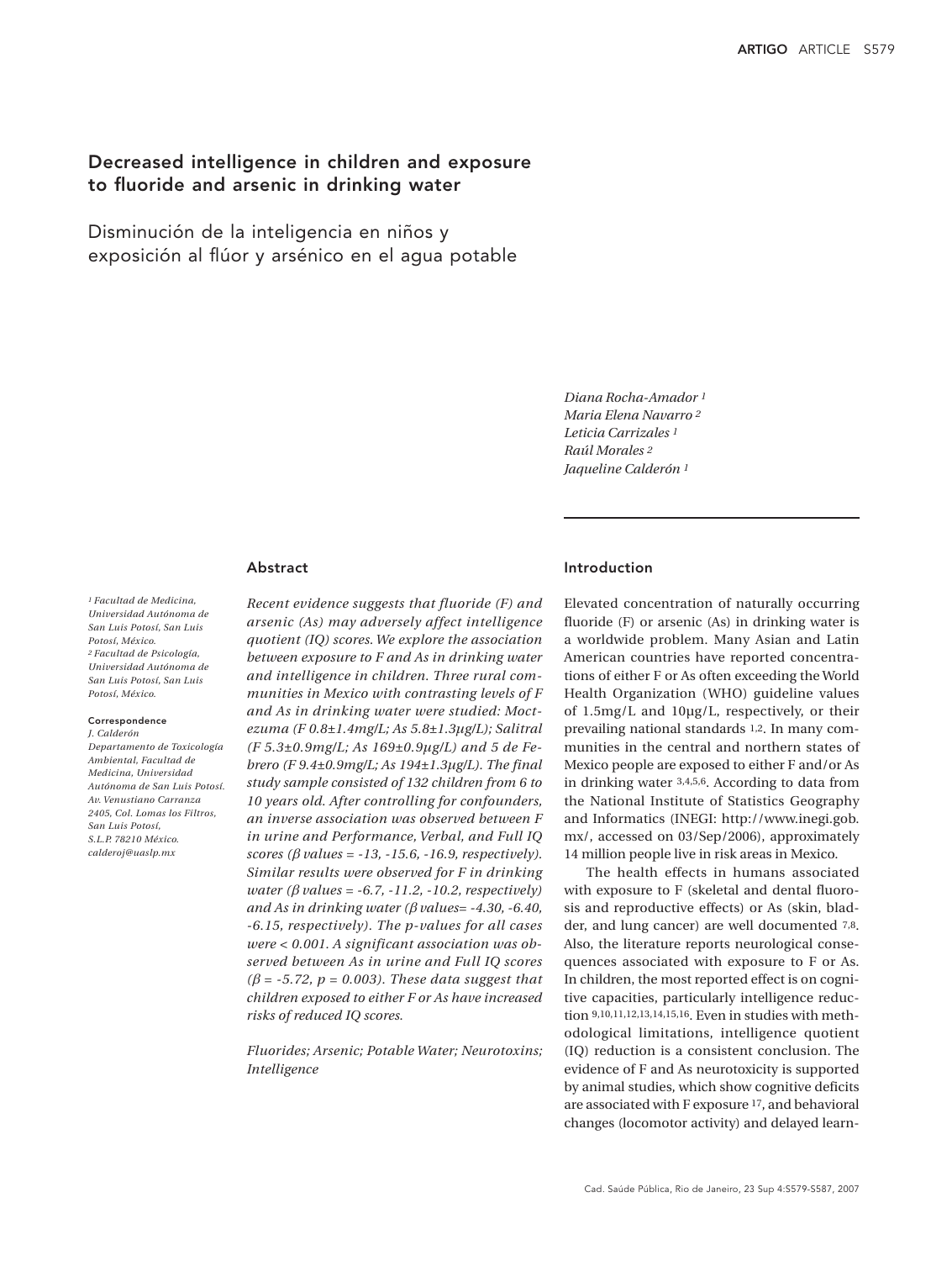# Decreased intelligence in children and exposure to fluoride and arsenic in drinking water

## Disminución de la inteligencia en niños y exposición al flúor y arsénico en el agua potable

*Diana Rocha-Amador [1]*
*Maria Elena Navarro [2]*
*Leticia Carrizales [1]*
*Raúl Morales [2]*
*Jaqueline Calderón [1]*

*[1] Facultad de Medicina, Universidad Autónoma de San Luis Potosí, San Luis Potosí, México.*
*[2] Facultad de Psicología, Universidad Autónoma de San Luis Potosí, San Luis Potosí, México.*

**Correspondence**
*J. Calderón*
*Departamento de Toxicología Ambiental, Facultad de Medicina, Universidad Autónoma de San Luis Potosí.*
*Av. Venustiano Carranza 2405, Col. Lomas los Filtros, San Luis Potosí, S.L.P. 78210 México.*
*calderoj@uaslp.mx*

## Abstract

*Recent evidence suggests that fluoride (F) and arsenic (As) may adversely affect intelligence quotient (IQ) scores. We explore the association between exposure to F and As in drinking water and intelligence in children. Three rural communities in Mexico with contrasting levels of F and As in drinking water were studied: Moctezuma (F 0.8±1.4mg/L; As 5.8±1.3μg/L); Salitral (F 5.3±0.9mg/L; As 169±0.9μg/L) and 5 de Febrero (F 9.4±0.9mg/L; As 194±1.3μg/L). The final study sample consisted of 132 children from 6 to 10 years old. After controlling for confounders, an inverse association was observed between F in urine and Performance, Verbal, and Full IQ scores (β values = -13, -15.6, -16.9, respectively). Similar results were observed for F in drinking water (β values = -6.7, -11.2, -10.2, respectively) and As in drinking water (β values= -4.30, -6.40, -6.15, respectively). The p-values for all cases were < 0.001. A significant association was observed between As in urine and Full IQ scores (β = -5.72, p = 0.003). These data suggest that children exposed to either F or As have increased risks of reduced IQ scores.*

*Fluorides; Arsenic; Potable Water; Neurotoxins; Intelligence*

## Introduction

Elevated concentration of naturally occurring fluoride (F) or arsenic (As) in drinking water is a worldwide problem. Many Asian and Latin American countries have reported concentrations of either F or As often exceeding the World Health Organization (WHO) guideline values of 1.5mg/L and 10μg/L, respectively, or their prevailing national standards [1,2]. In many communities in the central and northern states of Mexico people are exposed to either F and/or As in drinking water [3,4,5,6]. According to data from the National Institute of Statistics Geography and Informatics (INEGI: http://www.inegi.gob.mx/, accessed on 03/Sep/2006), approximately 14 million people live in risk areas in Mexico.

The health effects in humans associated with exposure to F (skeletal and dental fluorosis and reproductive effects) or As (skin, bladder, and lung cancer) are well documented [7,8]. Also, the literature reports neurological consequences associated with exposure to F or As. In children, the most reported effect is on cognitive capacities, particularly intelligence reduction [9,10,11,12,13,14,15,16]. Even in studies with methodological limitations, intelligence quotient (IQ) reduction is a consistent conclusion. The evidence of F and As neurotoxicity is supported by animal studies, which show cognitive deficits are associated with F exposure [17], and behavioral changes (locomotor activity) and delayed learn-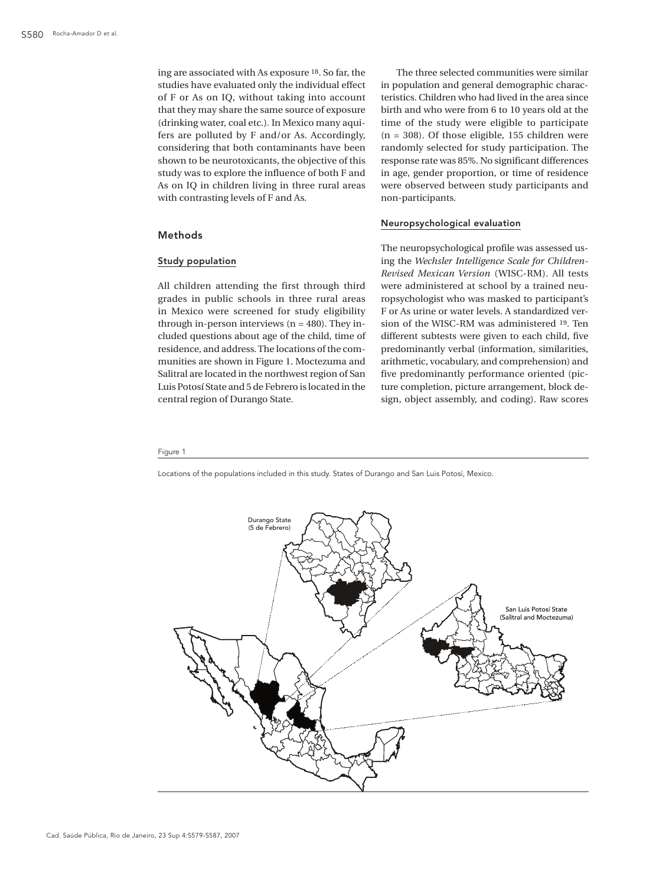ing are associated with As exposure [18]. So far, the studies have evaluated only the individual effect of F or As on IQ, without taking into account that they may share the same source of exposure (drinking water, coal etc.). In Mexico many aquifers are polluted by F and/or As. Accordingly, considering that both contaminants have been shown to be neurotoxicants, the objective of this study was to explore the influence of both F and As on IQ in children living in three rural areas with contrasting levels of F and As.

## Methods

### Study population

All children attending the first through third grades in public schools in three rural areas in Mexico were screened for study eligibility through in-person interviews (n = 480). They included questions about age of the child, time of residence, and address. The locations of the communities are shown in Figure 1. Moctezuma and Salitral are located in the northwest region of San Luis Potosí State and 5 de Febrero is located in the central region of Durango State.

The three selected communities were similar in population and general demographic characteristics. Children who had lived in the area since birth and who were from 6 to 10 years old at the time of the study were eligible to participate (n = 308). Of those eligible, 155 children were randomly selected for study participation. The response rate was 85%. No significant differences in age, gender proportion, or time of residence were observed between study participants and non-participants.

### Neuropsychological evaluation

The neuropsychological profile was assessed using the *Wechsler Intelligence Scale for Children-Revised Mexican Version* (WISC-RM). All tests were administered at school by a trained neuropsychologist who was masked to participant's F or As urine or water levels. A standardized version of the WISC-RM was administered [19]. Ten different subtests were given to each child, five predominantly verbal (information, similarities, arithmetic, vocabulary, and comprehension) and five predominantly performance oriented (picture completion, picture arrangement, block design, object assembly, and coding). Raw scores

Figure 1

Locations of the populations included in this study. States of Durango and San Luis Potosí, Mexico.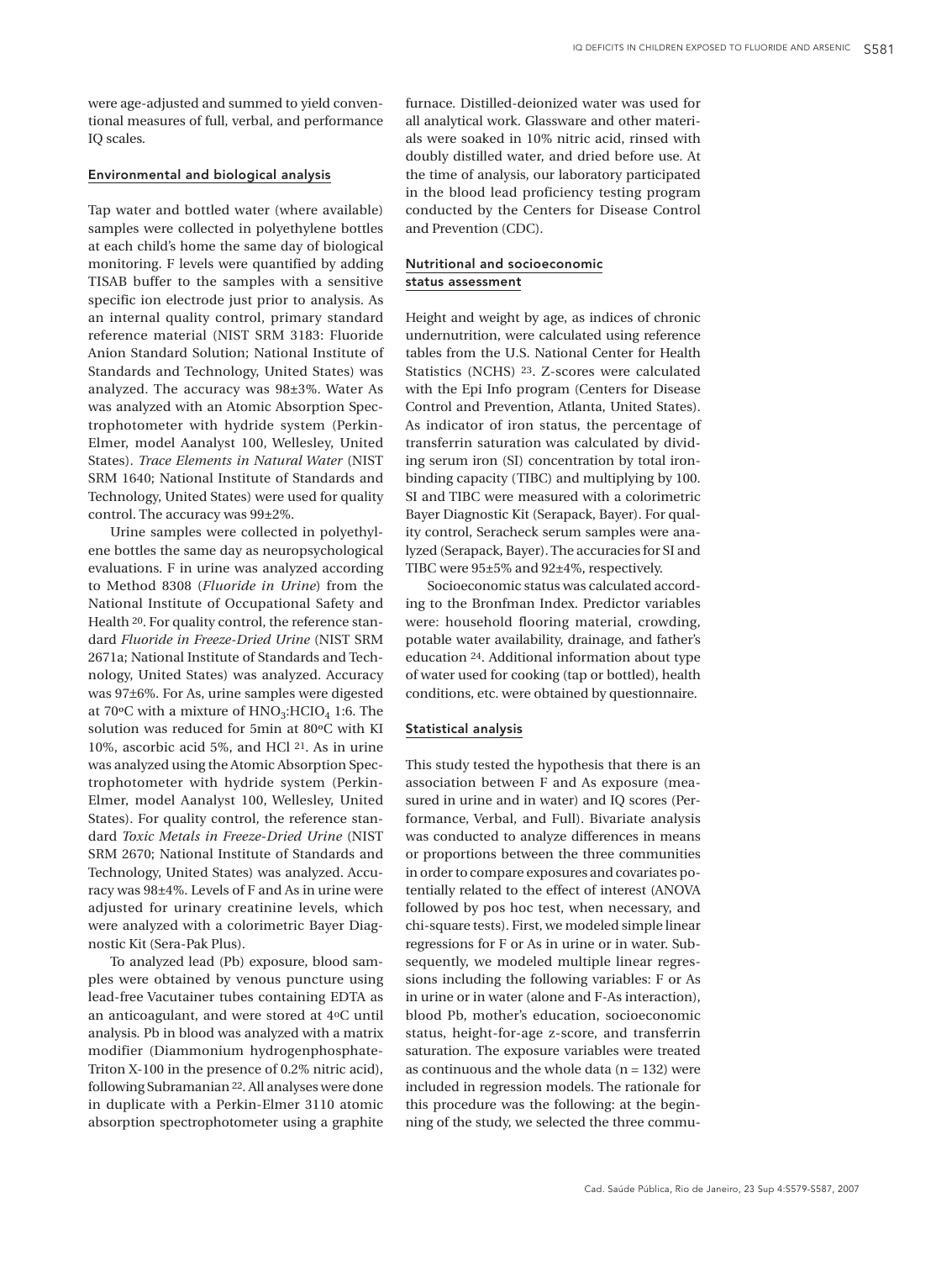were age-adjusted and summed to yield conventional measures of full, verbal, and performance IQ scales.

### Environmental and biological analysis

Tap water and bottled water (where available) samples were collected in polyethylene bottles at each child's home the same day of biological monitoring. F levels were quantified by adding TISAB buffer to the samples with a sensitive specific ion electrode just prior to analysis. As an internal quality control, primary standard reference material (NIST SRM 3183: Fluoride Anion Standard Solution; National Institute of Standards and Technology, United States) was analyzed. The accuracy was 98±3%. Water As was analyzed with an Atomic Absorption Spectrophotometer with hydride system (Perkin-Elmer, model Aanalyst 100, Wellesley, United States). *Trace Elements in Natural Water* (NIST SRM 1640; National Institute of Standards and Technology, United States) were used for quality control. The accuracy was 99±2%.

Urine samples were collected in polyethylene bottles the same day as neuropsychological evaluations. F in urine was analyzed according to Method 8308 (*Fluoride in Urine*) from the National Institute of Occupational Safety and Health [20]. For quality control, the reference standard *Fluoride in Freeze-Dried Urine* (NIST SRM 2671a; National Institute of Standards and Technology, United States) was analyzed. Accuracy was 97±6%. For As, urine samples were digested at 70ºC with a mixture of $HNO_3$:$HClO_4$ 1:6. The solution was reduced for 5min at 80ºC with KI 10%, ascorbic acid 5%, and HCl [21]. As in urine was analyzed using the Atomic Absorption Spectrophotometer with hydride system (Perkin-Elmer, model Aanalyst 100, Wellesley, United States). For quality control, the reference standard *Toxic Metals in Freeze-Dried Urine* (NIST SRM 2670; National Institute of Standards and Technology, United States) was analyzed. Accuracy was 98±4%. Levels of F and As in urine were adjusted for urinary creatinine levels, which were analyzed with a colorimetric Bayer Diagnostic Kit (Sera-Pak Plus).

To analyzed lead (Pb) exposure, blood samples were obtained by venous puncture using lead-free Vacutainer tubes containing EDTA as an anticoagulant, and were stored at 4ºC until analysis. Pb in blood was analyzed with a matrix modifier (Diammonium hydrogenphosphate-Triton X-100 in the presence of 0.2% nitric acid), following Subramanian [22]. All analyses were done in duplicate with a Perkin-Elmer 3110 atomic absorption spectrophotometer using a graphite furnace. Distilled-deionized water was used for all analytical work. Glassware and other materials were soaked in 10% nitric acid, rinsed with doubly distilled water, and dried before use. At the time of analysis, our laboratory participated in the blood lead proficiency testing program conducted by the Centers for Disease Control and Prevention (CDC).

### Nutritional and socioeconomic status assessment

Height and weight by age, as indices of chronic undernutrition, were calculated using reference tables from the U.S. National Center for Health Statistics (NCHS) [23]. Z-scores were calculated with the Epi Info program (Centers for Disease Control and Prevention, Atlanta, United States). As indicator of iron status, the percentage of transferrin saturation was calculated by dividing serum iron (SI) concentration by total iron-binding capacity (TIBC) and multiplying by 100. SI and TIBC were measured with a colorimetric Bayer Diagnostic Kit (Serapack, Bayer). For quality control, Seracheck serum samples were analyzed (Serapack, Bayer). The accuracies for SI and TIBC were 95±5% and 92±4%, respectively.

Socioeconomic status was calculated according to the Bronfman Index. Predictor variables were: household flooring material, crowding, potable water availability, drainage, and father's education [24]. Additional information about type of water used for cooking (tap or bottled), health conditions, etc. were obtained by questionnaire.

### Statistical analysis

This study tested the hypothesis that there is an association between F and As exposure (measured in urine and in water) and IQ scores (Performance, Verbal, and Full). Bivariate analysis was conducted to analyze differences in means or proportions between the three communities in order to compare exposures and covariates potentially related to the effect of interest (ANOVA followed by pos hoc test, when necessary, and chi-square tests). First, we modeled simple linear regressions for F or As in urine or in water. Subsequently, we modeled multiple linear regressions including the following variables: F or As in urine or in water (alone and F-As interaction), blood Pb, mother's education, socioeconomic status, height-for-age z-score, and transferrin saturation. The exposure variables were treated as continuous and the whole data ($n = 132$) were included in regression models. The rationale for this procedure was the following: at the beginning of the study, we selected the three commu-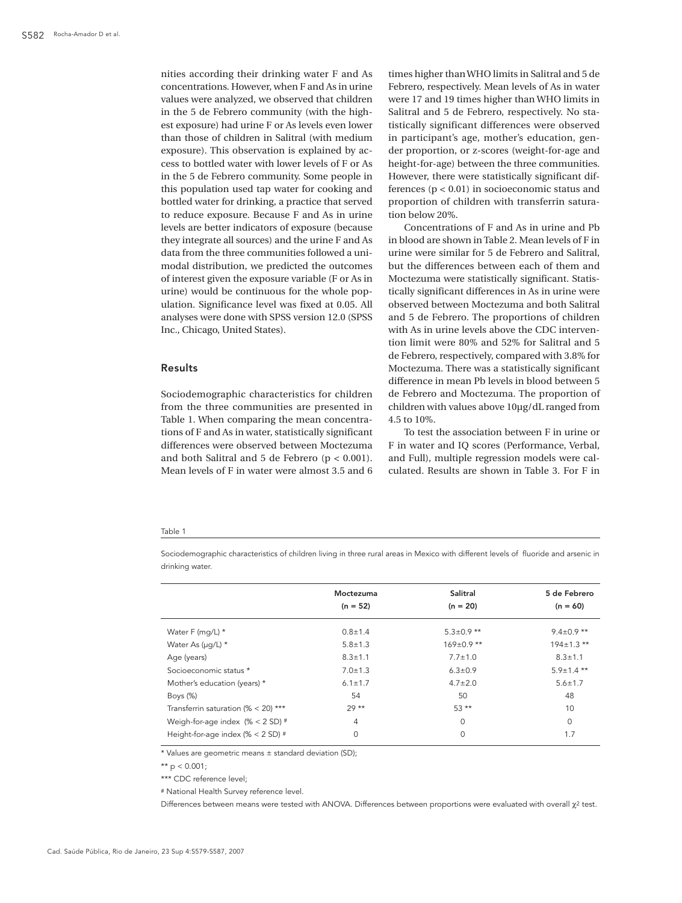nities according their drinking water F and As concentrations. However, when F and As in urine values were analyzed, we observed that children in the 5 de Febrero community (with the highest exposure) had urine F or As levels even lower than those of children in Salitral (with medium exposure). This observation is explained by access to bottled water with lower levels of F or As in the 5 de Febrero community. Some people in this population used tap water for cooking and bottled water for drinking, a practice that served to reduce exposure. Because F and As in urine levels are better indicators of exposure (because they integrate all sources) and the urine F and As data from the three communities followed a unimodal distribution, we predicted the outcomes of interest given the exposure variable (F or As in urine) would be continuous for the whole population. Significance level was fixed at 0.05. All analyses were done with SPSS version 12.0 (SPSS Inc., Chicago, United States).

## Results

Sociodemographic characteristics for children from the three communities are presented in Table 1. When comparing the mean concentrations of F and As in water, statistically significant differences were observed between Moctezuma and both Salitral and 5 de Febrero ($p < 0.001$). Mean levels of F in water were almost 3.5 and 6 times higher than WHO limits in Salitral and 5 de Febrero, respectively. Mean levels of As in water were 17 and 19 times higher than WHO limits in Salitral and 5 de Febrero, respectively. No statistically significant differences were observed in participant's age, mother's education, gender proportion, or z-scores (weight-for-age and height-for-age) between the three communities. However, there were statistically significant differences ($p < 0.01$) in socioeconomic status and proportion of children with transferrin saturation below 20%.

Concentrations of F and As in urine and Pb in blood are shown in Table 2. Mean levels of F in urine were similar for 5 de Febrero and Salitral, but the differences between each of them and Moctezuma were statistically significant. Statistically significant differences in As in urine were observed between Moctezuma and both Salitral and 5 de Febrero. The proportions of children with As in urine levels above the CDC intervention limit were 80% and 52% for Salitral and 5 de Febrero, respectively, compared with 3.8% for Moctezuma. There was a statistically significant difference in mean Pb levels in blood between 5 de Febrero and Moctezuma. The proportion of children with values above 10µg/dL ranged from 4.5 to 10%.

To test the association between F in urine or F in water and IQ scores (Performance, Verbal, and Full), multiple regression models were calculated. Results are shown in Table 3. For F in

Table 1

Sociodemographic characteristics of children living in three rural areas in Mexico with different levels of fluoride and arsenic in drinking water.

| | Moctezuma (n = 52) | Salitral (n = 20) | 5 de Febrero (n = 60) |
|---|---|---|---|
| Water F (mg/L) * | 0.8±1.4 | 5.3±0.9 ** | 9.4±0.9 ** |
| Water As (µg/L) * | 5.8±1.3 | 169±0.9 ** | 194±1.3 ** |
| Age (years) | 8.3±1.1 | 7.7±1.0 | 8.3±1.1 |
| Socioeconomic status * | 7.0±1.3 | 6.3±0.9 | 5.9±1.4 ** |
| Mother's education (years) * | 6.1±1.7 | 4.7±2.0 | 5.6±1.7 |
| Boys (%) | 54 | 50 | 48 |
| Transferrin saturation (% < 20) *** | 29 ** | 53 ** | 10 |
| Weigh-for-age index (% < 2 SD) # | 4 | 0 | 0 |
| Height-for-age index (% < 2 SD) # | 0 | 0 | 1.7 |

* Values are geometric means ± standard deviation (SD);

** $p < 0.001$;

*** CDC reference level;

# National Health Survey reference level.

Differences between means were tested with ANOVA. Differences between proportions were evaluated with overall $\chi^2$ test.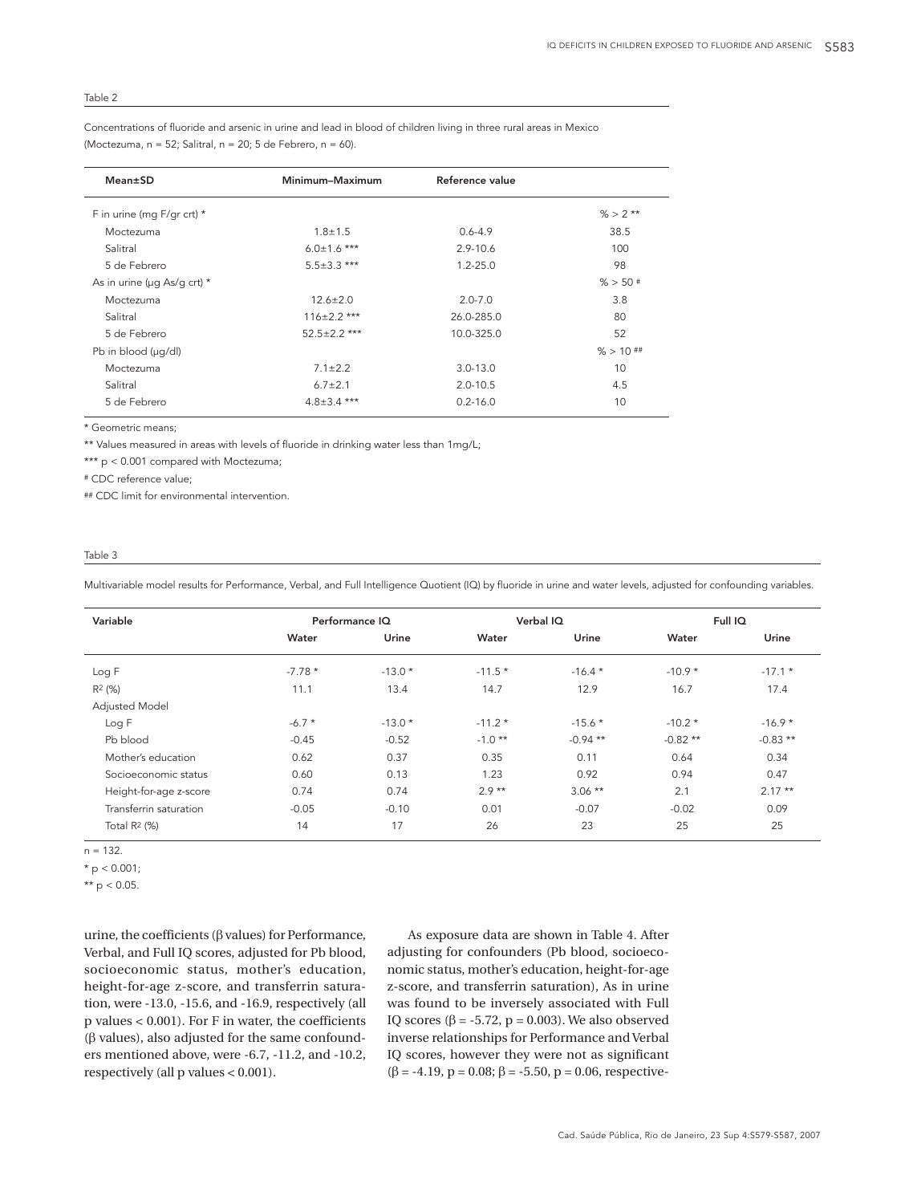Table 2

Concentrations of fluoride and arsenic in urine and lead in blood of children living in three rural areas in Mexico (Moctezuma, n = 52; Salitral, n = 20; 5 de Febrero, n = 60).

| Mean±SD | Minimum–Maximum | Reference value | |
|---|---|---|---|
| F in urine (mg F/gr crt) * | | | % > 2 ** |
| Moctezuma | 1.8±1.5 | 0.6-4.9 | 38.5 |
| Salitral | 6.0±1.6 *** | 2.9-10.6 | 100 |
| 5 de Febrero | 5.5±3.3 *** | 1.2-25.0 | 98 |
| As in urine (µg As/g crt) * | | | % > 50 # |
| Moctezuma | 12.6±2.0 | 2.0-7.0 | 3.8 |
| Salitral | 116±2.2 *** | 26.0-285.0 | 80 |
| 5 de Febrero | 52.5±2.2 *** | 10.0-325.0 | 52 |
| Pb in blood (µg/dl) | | | % > 10 ## |
| Moctezuma | 7.1±2.2 | 3.0-13.0 | 10 |
| Salitral | 6.7±2.1 | 2.0-10.5 | 4.5 |
| 5 de Febrero | 4.8±3.4 *** | 0.2-16.0 | 10 |

* Geometric means;

** Values measured in areas with levels of fluoride in drinking water less than 1mg/L;

*** $p < 0.001$ compared with Moctezuma;

# CDC reference value;

## CDC limit for environmental intervention.

Table 3

Multivariable model results for Performance, Verbal, and Full Intelligence Quotient (IQ) by fluoride in urine and water levels, adjusted for confounding variables.

| Variable | Performance IQ | | Verbal IQ | | Full IQ | |
|---|---|---|---|---|---|---|
| | Water | Urine | Water | Urine | Water | Urine |
| Log F | -7.78 * | -13.0 * | -11.5 * | -16.4 * | -10.9 * | -17.1 * |
| $R^2$ (%) | 11.1 | 13.4 | 14.7 | 12.9 | 16.7 | 17.4 |
| Adjusted Model | | | | | | |
| Log F | -6.7 * | -13.0 * | -11.2 * | -15.6 * | -10.2 * | -16.9 * |
| Pb blood | -0.45 | -0.52 | -1.0 ** | -0.94 ** | -0.82 ** | -0.83 ** |
| Mother's education | 0.62 | 0.37 | 0.35 | 0.11 | 0.64 | 0.34 |
| Socioeconomic status | 0.60 | 0.13 | 1.23 | 0.92 | 0.94 | 0.47 |
| Height-for-age z-score | 0.74 | 0.74 | 2.9 ** | 3.06 ** | 2.1 | 2.17 ** |
| Transferrin saturation | -0.05 | -0.10 | 0.01 | -0.07 | -0.02 | 0.09 |
| Total $R^2$ (%) | 14 | 17 | 26 | 23 | 25 | 25 |

n = 132.

* $p < 0.001$;

** $p < 0.05$.

urine, the coefficients (β values) for Performance, Verbal, and Full IQ scores, adjusted for Pb blood, socioeconomic status, mother's education, height-for-age z-score, and transferrin saturation, were -13.0, -15.6, and -16.9, respectively (all p values < 0.001). For F in water, the coefficients (β values), also adjusted for the same confounders mentioned above, were -6.7, -11.2, and -10.2, respectively (all p values < 0.001).

As exposure data are shown in Table 4. After adjusting for confounders (Pb blood, socioeconomic status, mother's education, height-for-age z-score, and transferrin saturation), As in urine was found to be inversely associated with Full IQ scores ($\beta = -5.72$, $p = 0.003$). We also observed inverse relationships for Performance and Verbal IQ scores, however they were not as significant ($\beta = -4.19$, $p = 0.08$; $\beta = -5.50$, $p = 0.06$, respective-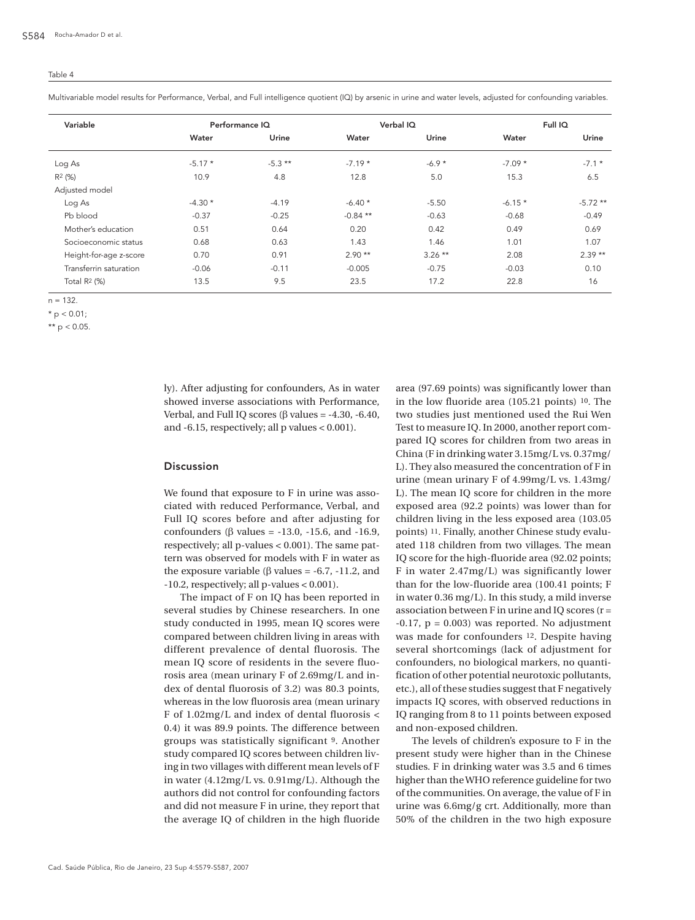Table 4

Multivariable model results for Performance, Verbal, and Full intelligence quotient (IQ) by arsenic in urine and water levels, adjusted for confounding variables.

| Variable | Performance IQ | | Verbal IQ | | Full IQ | |
|---|---|---|---|---|---|---|
| | Water | Urine | Water | Urine | Water | Urine |
| Log As | -5.17 * | -5.3 ** | -7.19 * | -6.9 * | -7.09 * | -7.1 * |
| $R^2$ (%) | 10.9 | 4.8 | 12.8 | 5.0 | 15.3 | 6.5 |
| Adjusted model | | | | | | |
| Log As | -4.30 * | -4.19 | -6.40 * | -5.50 | -6.15 * | -5.72 ** |
| Pb blood | -0.37 | -0.25 | -0.84 ** | -0.63 | -0.68 | -0.49 |
| Mother's education | 0.51 | 0.64 | 0.20 | 0.42 | 0.49 | 0.69 |
| Socioeconomic status | 0.68 | 0.63 | 1.43 | 1.46 | 1.01 | 1.07 |
| Height-for-age z-score | 0.70 | 0.91 | 2.90 ** | 3.26 ** | 2.08 | 2.39 ** |
| Transferrin saturation | -0.06 | -0.11 | -0.005 | -0.75 | -0.03 | 0.10 |
| Total $R^2$ (%) | 13.5 | 9.5 | 23.5 | 17.2 | 22.8 | 16 |

n = 132.

* $p < 0.01$;

** $p < 0.05$.

ly). After adjusting for confounders, As in water showed inverse associations with Performance, Verbal, and Full IQ scores (β values = -4.30, -6.40, and -6.15, respectively; all p values < 0.001).

## Discussion

We found that exposure to F in urine was associated with reduced Performance, Verbal, and Full IQ scores before and after adjusting for confounders (β values = -13.0, -15.6, and -16.9, respectively; all p-values < 0.001). The same pattern was observed for models with F in water as the exposure variable (β values = -6.7, -11.2, and -10.2, respectively; all p-values < 0.001).

The impact of F on IQ has been reported in several studies by Chinese researchers. In one study conducted in 1995, mean IQ scores were compared between children living in areas with different prevalence of dental fluorosis. The mean IQ score of residents in the severe fluorosis area (mean urinary F of 2.69mg/L and index of dental fluorosis of 3.2) was 80.3 points, whereas in the low fluorosis area (mean urinary F of 1.02mg/L and index of dental fluorosis < 0.4) it was 89.9 points. The difference between groups was statistically significant [9]. Another study compared IQ scores between children living in two villages with different mean levels of F in water (4.12mg/L vs. 0.91mg/L). Although the authors did not control for confounding factors and did not measure F in urine, they report that the average IQ of children in the high fluoride area (97.69 points) was significantly lower than in the low fluoride area (105.21 points) [10]. The two studies just mentioned used the Rui Wen Test to measure IQ. In 2000, another report compared IQ scores for children from two areas in China (F in drinking water 3.15mg/L vs. 0.37mg/L). They also measured the concentration of F in urine (mean urinary F of 4.99mg/L vs. 1.43mg/L). The mean IQ score for children in the more exposed area (92.2 points) was lower than for children living in the less exposed area (103.05 points) [11]. Finally, another Chinese study evaluated 118 children from two villages. The mean IQ score for the high-fluoride area (92.02 points; F in water 2.47mg/L) was significantly lower than for the low-fluoride area (100.41 points; F in water 0.36 mg/L). In this study, a mild inverse association between F in urine and IQ scores (r = -0.17, p = 0.003) was reported. No adjustment was made for confounders [12]. Despite having several shortcomings (lack of adjustment for confounders, no biological markers, no quantification of other potential neurotoxic pollutants, etc.), all of these studies suggest that F negatively impacts IQ scores, with observed reductions in IQ ranging from 8 to 11 points between exposed and non-exposed children.

The levels of children's exposure to F in the present study were higher than in the Chinese studies. F in drinking water was 3.5 and 6 times higher than the WHO reference guideline for two of the communities. On average, the value of F in urine was 6.6mg/g crt. Additionally, more than 50% of the children in the two high exposure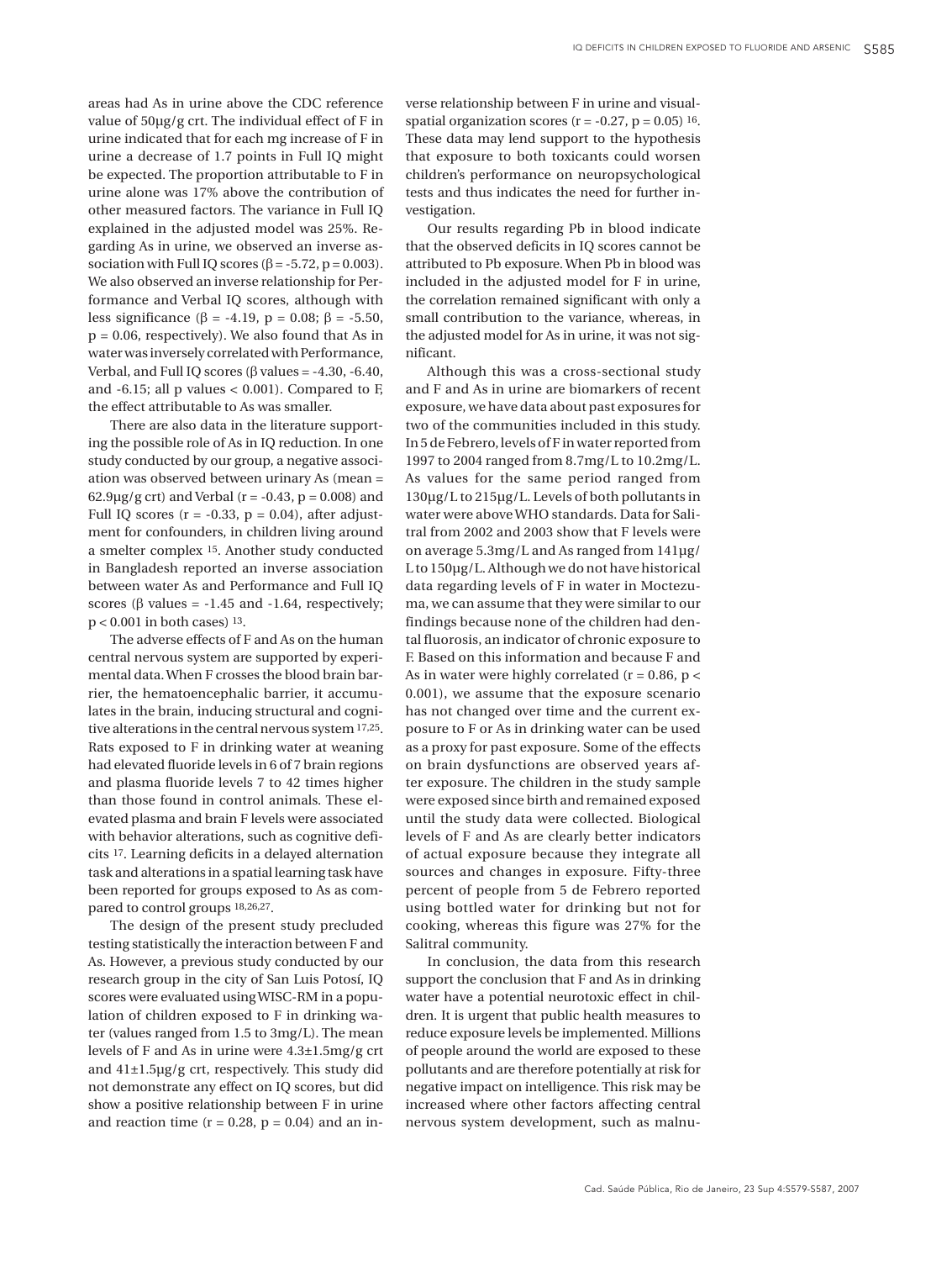areas had As in urine above the CDC reference value of 50µg/g crt. The individual effect of F in urine indicated that for each mg increase of F in urine a decrease of 1.7 points in Full IQ might be expected. The proportion attributable to F in urine alone was 17% above the contribution of other measured factors. The variance in Full IQ explained in the adjusted model was 25%. Regarding As in urine, we observed an inverse association with Full IQ scores ($\beta = -5.72$, $p = 0.003$). We also observed an inverse relationship for Performance and Verbal IQ scores, although with less significance ($\beta = -4.19$, $p = 0.08$; $\beta = -5.50$, $p = 0.06$, respectively). We also found that As in water was inversely correlated with Performance, Verbal, and Full IQ scores ($\beta$ values = -4.30, -6.40, and -6.15; all p values $< 0.001$). Compared to F, the effect attributable to As was smaller.

There are also data in the literature supporting the possible role of As in IQ reduction. In one study conducted by our group, a negative association was observed between urinary As (mean = 62.9µg/g crt) and Verbal ($r = -0.43$, $p = 0.008$) and Full IQ scores ($r = -0.33$, $p = 0.04$), after adjustment for confounders, in children living around a smelter complex [15]. Another study conducted in Bangladesh reported an inverse association between water As and Performance and Full IQ scores ($\beta$ values = -1.45 and -1.64, respectively; $p < 0.001$ in both cases) [13].

The adverse effects of F and As on the human central nervous system are supported by experimental data. When F crosses the blood brain barrier, the hematoencephalic barrier, it accumulates in the brain, inducing structural and cognitive alterations in the central nervous system [17,25]. Rats exposed to F in drinking water at weaning had elevated fluoride levels in 6 of 7 brain regions and plasma fluoride levels 7 to 42 times higher than those found in control animals. These elevated plasma and brain F levels were associated with behavior alterations, such as cognitive deficits [17]. Learning deficits in a delayed alternation task and alterations in a spatial learning task have been reported for groups exposed to As as compared to control groups [18,26,27].

The design of the present study precluded testing statistically the interaction between F and As. However, a previous study conducted by our research group in the city of San Luis Potosí, IQ scores were evaluated using WISC-RM in a population of children exposed to F in drinking water (values ranged from 1.5 to 3mg/L). The mean levels of F and As in urine were 4.3±1.5mg/g crt and 41±1.5µg/g crt, respectively. This study did not demonstrate any effect on IQ scores, but did show a positive relationship between F in urine and reaction time ($r = 0.28$, $p = 0.04$) and an inverse relationship between F in urine and visual-spatial organization scores ($r = -0.27$, $p = 0.05$) [16]. These data may lend support to the hypothesis that exposure to both toxicants could worsen children's performance on neuropsychological tests and thus indicates the need for further investigation.

Our results regarding Pb in blood indicate that the observed deficits in IQ scores cannot be attributed to Pb exposure. When Pb in blood was included in the adjusted model for F in urine, the correlation remained significant with only a small contribution to the variance, whereas, in the adjusted model for As in urine, it was not significant.

Although this was a cross-sectional study and F and As in urine are biomarkers of recent exposure, we have data about past exposures for two of the communities included in this study. In 5 de Febrero, levels of F in water reported from 1997 to 2004 ranged from 8.7mg/L to 10.2mg/L. As values for the same period ranged from 130µg/L to 215µg/L. Levels of both pollutants in water were above WHO standards. Data for Salitral from 2002 and 2003 show that F levels were on average 5.3mg/L and As ranged from 141µg/L to 150µg/L. Although we do not have historical data regarding levels of F in water in Moctezuma, we can assume that they were similar to our findings because none of the children had dental fluorosis, an indicator of chronic exposure to F. Based on this information and because F and As in water were highly correlated ($r = 0.86$, $p < 0.001$), we assume that the exposure scenario has not changed over time and the current exposure to F or As in drinking water can be used as a proxy for past exposure. Some of the effects on brain dysfunctions are observed years after exposure. The children in the study sample were exposed since birth and remained exposed until the study data were collected. Biological levels of F and As are clearly better indicators of actual exposure because they integrate all sources and changes in exposure. Fifty-three percent of people from 5 de Febrero reported using bottled water for drinking but not for cooking, whereas this figure was 27% for the Salitral community.

In conclusion, the data from this research support the conclusion that F and As in drinking water have a potential neurotoxic effect in children. It is urgent that public health measures to reduce exposure levels be implemented. Millions of people around the world are exposed to these pollutants and are therefore potentially at risk for negative impact on intelligence. This risk may be increased where other factors affecting central nervous system development, such as malnu-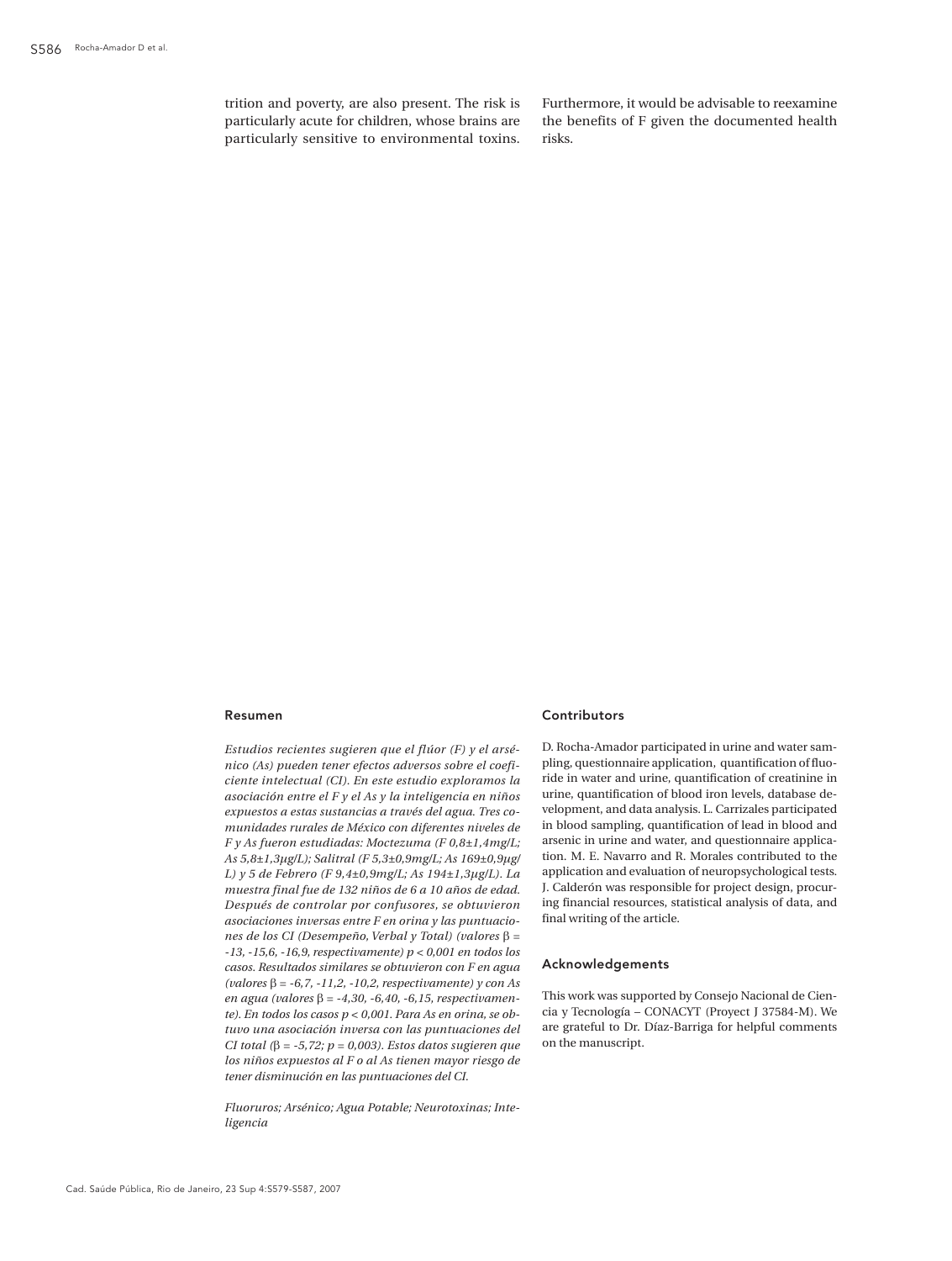trition and poverty, are also present. The risk is particularly acute for children, whose brains are particularly sensitive to environmental toxins. Furthermore, it would be advisable to reexamine the benefits of F given the documented health risks.

## Resumen

*Estudios recientes sugieren que el flúor (F) y el arsénico (As) pueden tener efectos adversos sobre el coeficiente intelectual (CI). En este estudio exploramos la asociación entre el F y el As y la inteligencia en niños expuestos a estas sustancias a través del agua. Tres comunidades rurales de México con diferentes niveles de F y As fueron estudiadas: Moctezuma (F 0,8±1,4mg/L; As 5,8±1,3μg/L); Salitral (F 5,3±0,9mg/L; As 169±0,9μg/L) y 5 de Febrero (F 9,4±0,9mg/L; As 194±1,3μg/L). La muestra final fue de 132 niños de 6 a 10 años de edad. Después de controlar por confusores, se obtuvieron asociaciones inversas entre F en orina y las puntuaciones de los CI (Desempeño, Verbal y Total) (valores $\beta$ = -13, -15,6, -16,9, respectivamente) p < 0,001 en todos los casos. Resultados similares se obtuvieron con F en agua (valores $\beta$ = -6,7, -11,2, -10,2, respectivamente) y con As en agua (valores $\beta$ = -4,30, -6,40, -6,15, respectivamente). En todos los casos p < 0,001. Para As en orina, se obtuvo una asociación inversa con las puntuaciones del CI total ($\beta$ = -5,72; p = 0,003). Estos datos sugieren que los niños expuestos al F o al As tienen mayor riesgo de tener disminución en las puntuaciones del CI.*

*Fluoruros; Arsénico; Agua Potable; Neurotoxinas; Inteligencia*

## Contributors

D. Rocha-Amador participated in urine and water sampling, questionnaire application, quantification of fluoride in water and urine, quantification of creatinine in urine, quantification of blood iron levels, database development, and data analysis. L. Carrizales participated in blood sampling, quantification of lead in blood and arsenic in urine and water, and questionnaire application. M. E. Navarro and R. Morales contributed to the application and evaluation of neuropsychological tests. J. Calderón was responsible for project design, procuring financial resources, statistical analysis of data, and final writing of the article.

## Acknowledgements

This work was supported by Consejo Nacional de Ciencia y Tecnología – CONACYT (Proyect J 37584-M). We are grateful to Dr. Díaz-Barriga for helpful comments on the manuscript.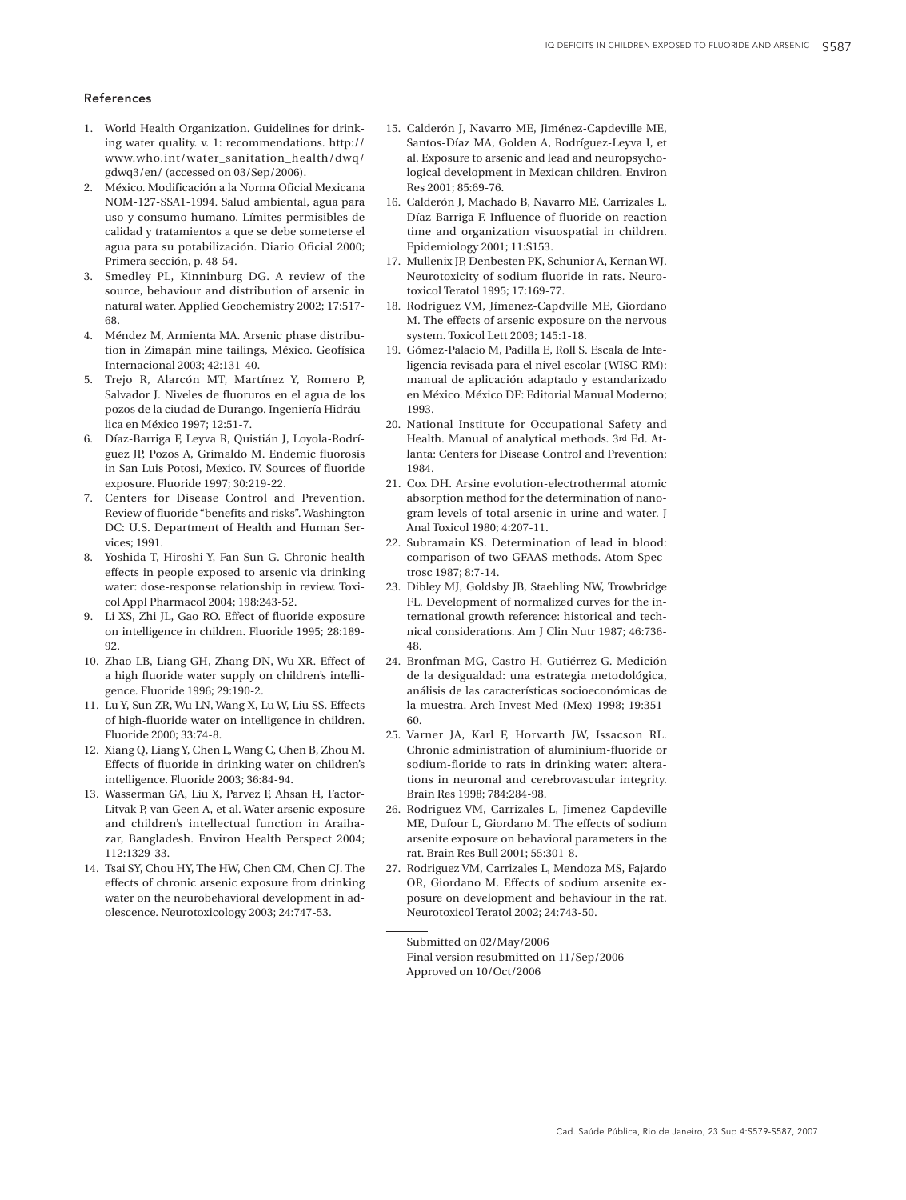## References

1. World Health Organization. Guidelines for drinking water quality. v. 1: recommendations. http://www.who.int/water_sanitation_health/dwq/gdwq3/en/ (accessed on 03/Sep/2006).
2. México. Modificación a la Norma Oficial Mexicana NOM-127-SSA1-1994. Salud ambiental, agua para uso y consumo humano. Límites permisibles de calidad y tratamientos a que se debe someterse el agua para su potabilización. Diario Oficial 2000; Primera sección, p. 48-54.
3. Smedley PL, Kinninburg DG. A review of the source, behaviour and distribution of arsenic in natural water. Applied Geochemistry 2002; 17:517-68.
4. Méndez M, Armienta MA. Arsenic phase distribution in Zimapán mine tailings, México. Geofísica Internacional 2003; 42:131-40.
5. Trejo R, Alarcón MT, Martínez Y, Romero P, Salvador J. Niveles de fluoruros en el agua de los pozos de la ciudad de Durango. Ingeniería Hidráulica en México 1997; 12:51-7.
6. Díaz-Barriga F, Leyva R, Quistián J, Loyola-Rodríguez JP, Pozos A, Grimaldo M. Endemic fluorosis in San Luis Potosi, Mexico. IV. Sources of fluoride exposure. Fluoride 1997; 30:219-22.
7. Centers for Disease Control and Prevention. Review of fluoride "benefits and risks". Washington DC: U.S. Department of Health and Human Services; 1991.
8. Yoshida T, Hiroshi Y, Fan Sun G. Chronic health effects in people exposed to arsenic via drinking water: dose-response relationship in review. Toxicol Appl Pharmacol 2004; 198:243-52.
9. Li XS, Zhi JL, Gao RO. Effect of fluoride exposure on intelligence in children. Fluoride 1995; 28:189-92.
10. Zhao LB, Liang GH, Zhang DN, Wu XR. Effect of a high fluoride water supply on children's intelligence. Fluoride 1996; 29:190-2.
11. Lu Y, Sun ZR, Wu LN, Wang X, Lu W, Liu SS. Effects of high-fluoride water on intelligence in children. Fluoride 2000; 33:74-8.
12. Xiang Q, Liang Y, Chen L, Wang C, Chen B, Zhou M. Effects of fluoride in drinking water on children's intelligence. Fluoride 2003; 36:84-94.
13. Wasserman GA, Liu X, Parvez F, Ahsan H, Factor-Litvak P, van Geen A, et al. Water arsenic exposure and children's intellectual function in Araihazar, Bangladesh. Environ Health Perspect 2004; 112:1329-33.
14. Tsai SY, Chou HY, The HW, Chen CM, Chen CJ. The effects of chronic arsenic exposure from drinking water on the neurobehavioral development in adolescence. Neurotoxicology 2003; 24:747-53.
15. Calderón J, Navarro ME, Jiménez-Capdeville ME, Santos-Díaz MA, Golden A, Rodríguez-Leyva I, et al. Exposure to arsenic and lead and neuropsychological development in Mexican children. Environ Res 2001; 85:69-76.
16. Calderón J, Machado B, Navarro ME, Carrizales L, Díaz-Barriga F. Influence of fluoride on reaction time and organization visuospatial in children. Epidemiology 2001; 11:S153.
17. Mullenix JP, Denbesten PK, Schunior A, Kernan WJ. Neurotoxicity of sodium fluoride in rats. Neurotoxicol Teratol 1995; 17:169-77.
18. Rodriguez VM, Jímenez-Capdville ME, Giordano M. The effects of arsenic exposure on the nervous system. Toxicol Lett 2003; 145:1-18.
19. Gómez-Palacio M, Padilla E, Roll S. Escala de Inteligencia revisada para el nivel escolar (WISC-RM): manual de aplicación adaptado y estandarizado en México. México DF: Editorial Manual Moderno; 1993.
20. National Institute for Occupational Safety and Health. Manual of analytical methods. 3rd Ed. Atlanta: Centers for Disease Control and Prevention; 1984.
21. Cox DH. Arsine evolution-electrothermal atomic absorption method for the determination of nanogram levels of total arsenic in urine and water. J Anal Toxicol 1980; 4:207-11.
22. Subramain KS. Determination of lead in blood: comparison of two GFAAS methods. Atom Spectrosc 1987; 8:7-14.
23. Dibley MJ, Goldsby JB, Staehling NW, Trowbridge FL. Development of normalized curves for the international growth reference: historical and technical considerations. Am J Clin Nutr 1987; 46:736-48.
24. Bronfman MG, Castro H, Gutiérrez G. Medición de la desigualdad: una estrategia metodológica, análisis de las características socioeconómicas de la muestra. Arch Invest Med (Mex) 1998; 19:351-60.
25. Varner JA, Karl F, Horvarth JW, Issacson RL. Chronic administration of aluminium-fluoride or sodium-floride to rats in drinking water: alterations in neuronal and cerebrovascular integrity. Brain Res 1998; 784:284-98.
26. Rodriguez VM, Carrizales L, Jimenez-Capdeville ME, Dufour L, Giordano M. The effects of sodium arsenite exposure on behavioral parameters in the rat. Brain Res Bull 2001; 55:301-8.
27. Rodriguez VM, Carrizales L, Mendoza MS, Fajardo OR, Giordano M. Effects of sodium arsenite exposure on development and behaviour in the rat. Neurotoxicol Teratol 2002; 24:743-50.

Submitted on 02/May/2006
Final version resubmitted on 11/Sep/2006
Approved on 10/Oct/2006